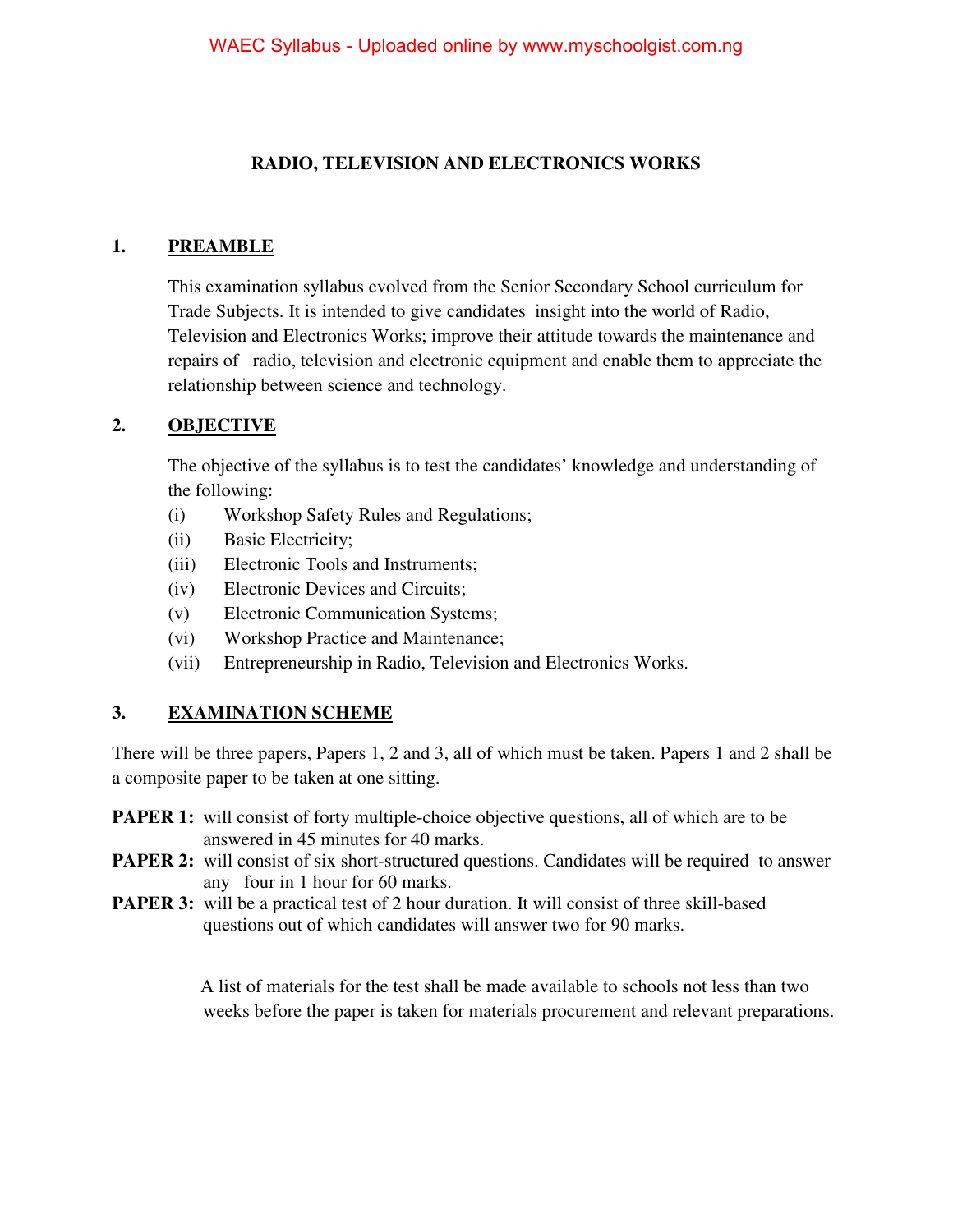# RADIO, TELEVISION AND ELECTRONICS WORKS

## 1. PREAMBLE

This examination syllabus evolved from the Senior Secondary School curriculum for Trade Subjects. It is intended to give candidates insight into the world of Radio, Television and Electronics Works; improve their attitude towards the maintenance and repairs of radio, television and electronic equipment and enable them to appreciate the relationship between science and technology.

## 2. OBJECTIVE

The objective of the syllabus is to test the candidates' knowledge and understanding of the following:

(i) Workshop Safety Rules and Regulations;
(ii) Basic Electricity;
(iii) Electronic Tools and Instruments;
(iv) Electronic Devices and Circuits;
(v) Electronic Communication Systems;
(vi) Workshop Practice and Maintenance;
(vii) Entrepreneurship in Radio, Television and Electronics Works.

## 3. EXAMINATION SCHEME

There will be three papers, Papers 1, 2 and 3, all of which must be taken. Papers 1 and 2 shall be a composite paper to be taken at one sitting.

**PAPER 1:** will consist of forty multiple-choice objective questions, all of which are to be answered in 45 minutes for 40 marks.

**PAPER 2:** will consist of six short-structured questions. Candidates will be required to answer any four in 1 hour for 60 marks.

**PAPER 3:** will be a practical test of 2 hour duration. It will consist of three skill-based questions out of which candidates will answer two for 90 marks.

A list of materials for the test shall be made available to schools not less than two weeks before the paper is taken for materials procurement and relevant preparations.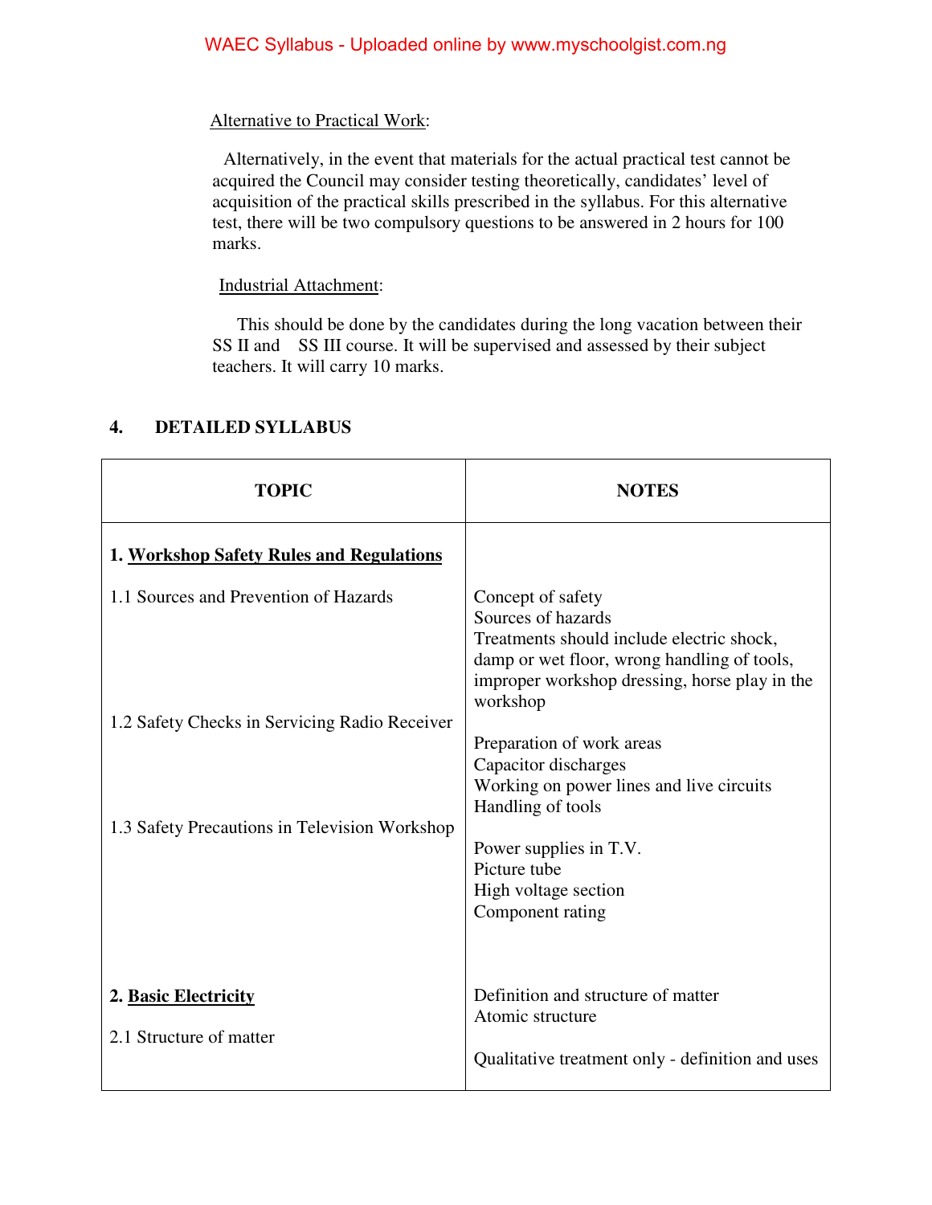Alternative to Practical Work:

Alternatively, in the event that materials for the actual practical test cannot be acquired the Council may consider testing theoretically, candidates' level of acquisition of the practical skills prescribed in the syllabus. For this alternative test, there will be two compulsory questions to be answered in 2 hours for 100 marks.

Industrial Attachment:

This should be done by the candidates during the long vacation between their SS II and SS III course. It will be supervised and assessed by their subject teachers. It will carry 10 marks.

## 4. DETAILED SYLLABUS

| TOPIC | NOTES |
|---|---|
| **1. Workshop Safety Rules and Regulations** | |
| 1.1 Sources and Prevention of Hazards | Concept of safety<br>Sources of hazards<br>Treatments should include electric shock, damp or wet floor, wrong handling of tools, improper workshop dressing, horse play in the workshop |
| 1.2 Safety Checks in Servicing Radio Receiver | Preparation of work areas<br>Capacitor discharges<br>Working on power lines and live circuits<br>Handling of tools |
| 1.3 Safety Precautions in Television Workshop | Power supplies in T.V.<br>Picture tube<br>High voltage section<br>Component rating |
| **2. Basic Electricity** | Definition and structure of matter<br>Atomic structure |
| 2.1 Structure of matter | Qualitative treatment only - definition and uses |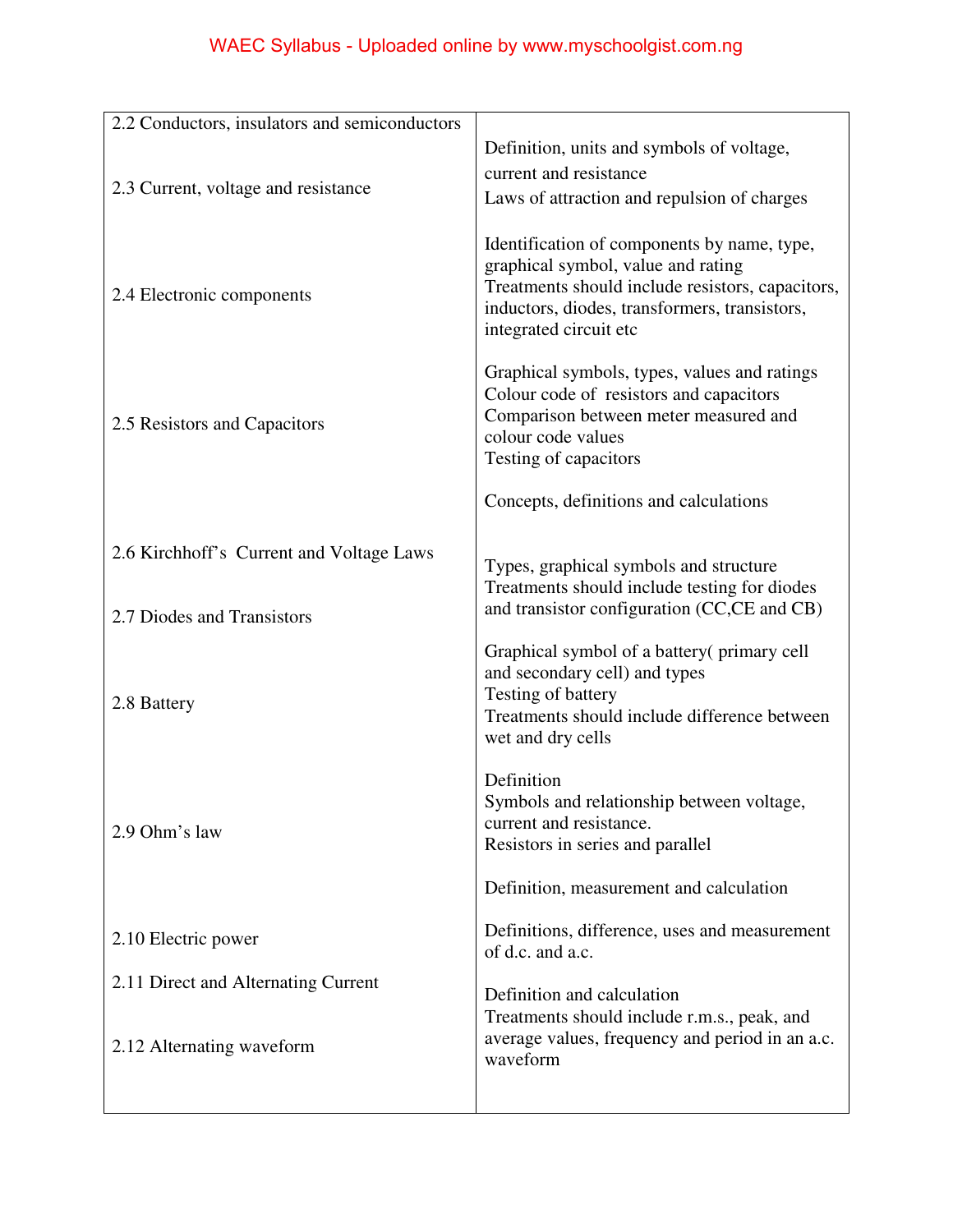| | |
|---|---|
| 2.2 Conductors, insulators and semiconductors | |
| 2.3 Current, voltage and resistance | Definition, units and symbols of voltage, current and resistance<br>Laws of attraction and repulsion of charges |
| 2.4 Electronic components | Identification of components by name, type, graphical symbol, value and rating<br>Treatments should include resistors, capacitors, inductors, diodes, transformers, transistors, integrated circuit etc |
| 2.5 Resistors and Capacitors | Graphical symbols, types, values and ratings<br>Colour code of resistors and capacitors<br>Comparison between meter measured and colour code values<br>Testing of capacitors |
| 2.6 Kirchhoff's Current and Voltage Laws | Concepts, definitions and calculations |
| 2.7 Diodes and Transistors | Types, graphical symbols and structure<br>Treatments should include testing for diodes and transistor configuration (CC,CE and CB) |
| 2.8 Battery | Graphical symbol of a battery( primary cell and secondary cell) and types<br>Testing of battery<br>Treatments should include difference between wet and dry cells |
| 2.9 Ohm's law | Definition<br>Symbols and relationship between voltage, current and resistance.<br>Resistors in series and parallel |
| 2.10 Electric power | Definition, measurement and calculation |
| 2.11 Direct and Alternating Current | Definitions, difference, uses and measurement of d.c. and a.c. |
| 2.12 Alternating waveform | Definition and calculation<br>Treatments should include r.m.s., peak, and average values, frequency and period in an a.c. waveform |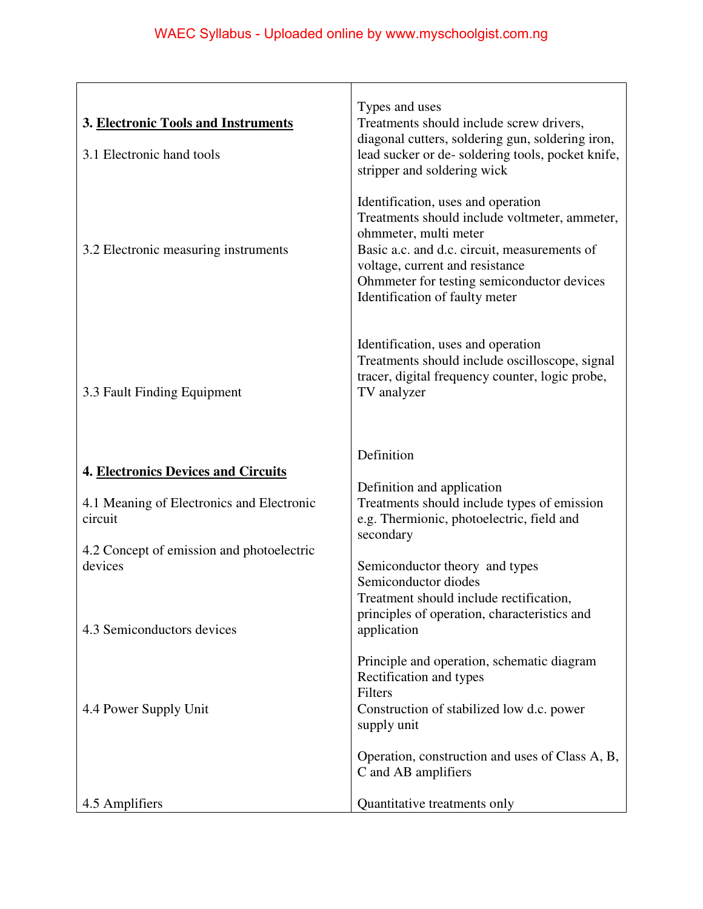| | |
|---|---|
| **3. Electronic Tools and Instruments**<br><br>3.1 Electronic hand tools | Types and uses<br>Treatments should include screw drivers, diagonal cutters, soldering gun, soldering iron, lead sucker or de- soldering tools, pocket knife, stripper and soldering wick |
| 3.2 Electronic measuring instruments | Identification, uses and operation<br>Treatments should include voltmeter, ammeter, ohmmeter, multi meter<br>Basic a.c. and d.c. circuit, measurements of voltage, current and resistance<br>Ohmmeter for testing semiconductor devices<br>Identification of faulty meter |
| 3.3 Fault Finding Equipment | Identification, uses and operation<br>Treatments should include oscilloscope, signal tracer, digital frequency counter, logic probe, TV analyzer |
| **4. Electronics Devices and Circuits**<br><br>4.1 Meaning of Electronics and Electronic circuit | Definition |
| 4.2 Concept of emission and photoelectric devices | Definition and application<br>Treatments should include types of emission e.g. Thermionic, photoelectric, field and secondary |
| 4.3 Semiconductors devices | Semiconductor theory and types<br>Semiconductor diodes<br>Treatment should include rectification, principles of operation, characteristics and application |
| 4.4 Power Supply Unit | Principle and operation, schematic diagram<br>Rectification and types<br>Filters<br>Construction of stabilized low d.c. power supply unit |
| 4.5 Amplifiers | Operation, construction and uses of Class A, B, C and AB amplifiers<br><br>Quantitative treatments only |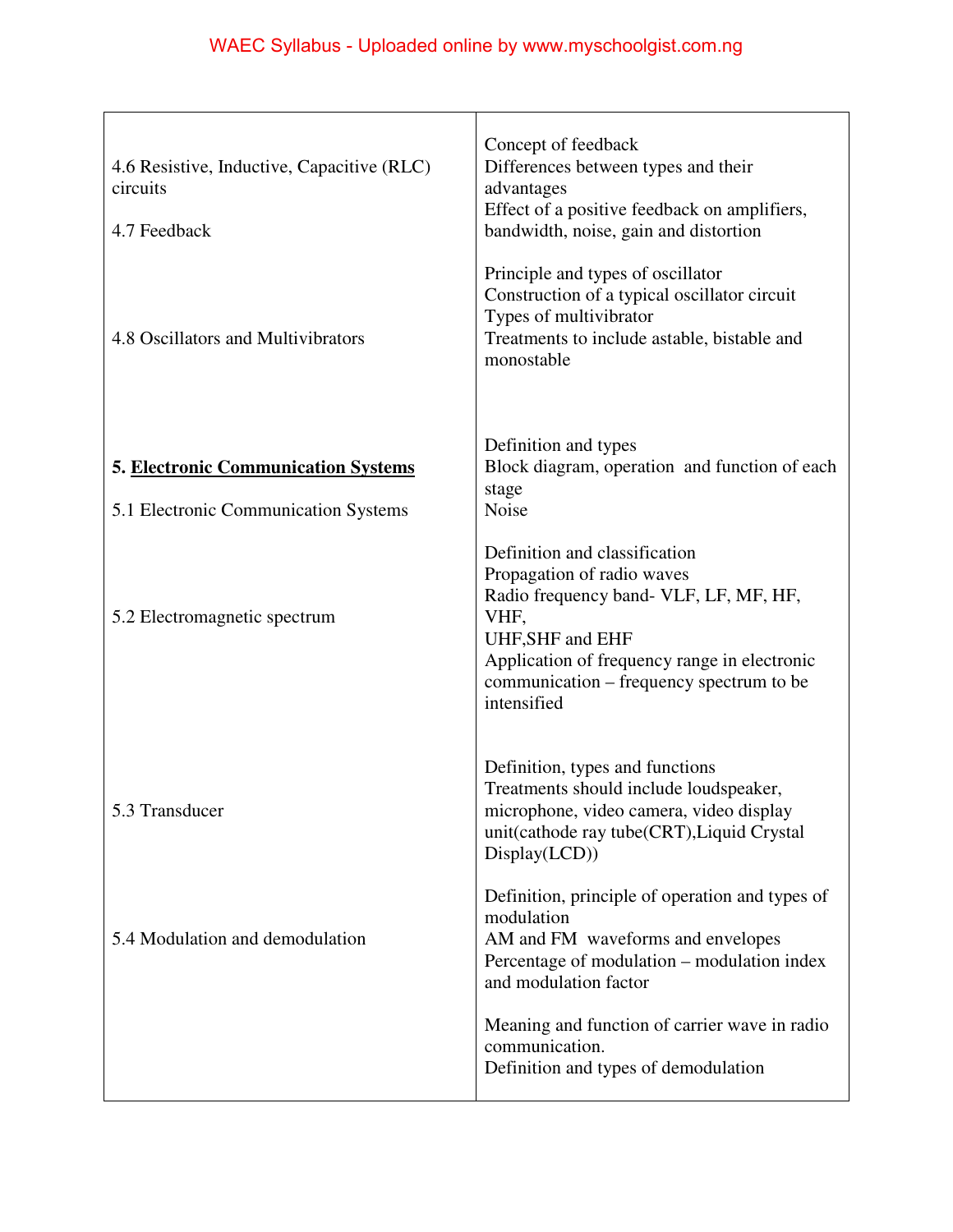| | |
|---|---|
| 4.6 Resistive, Inductive, Capacitive (RLC) circuits | |
| 4.7 Feedback | Concept of feedback<br>Differences between types and their advantages<br>Effect of a positive feedback on amplifiers, bandwidth, noise, gain and distortion |
| 4.8 Oscillators and Multivibrators | Principle and types of oscillator<br>Construction of a typical oscillator circuit<br>Types of multivibrator<br>Treatments to include astable, bistable and monostable |
| **5. <u>Electronic Communication Systems</u>**<br><br>5.1 Electronic Communication Systems | Definition and types<br>Block diagram, operation and function of each stage<br>Noise |
| 5.2 Electromagnetic spectrum | Definition and classification<br>Propagation of radio waves<br>Radio frequency band- VLF, LF, MF, HF, VHF,<br>UHF,SHF and EHF<br>Application of frequency range in electronic communication – frequency spectrum to be intensified |
| 5.3 Transducer | Definition, types and functions<br>Treatments should include loudspeaker, microphone, video camera, video display unit(cathode ray tube(CRT),Liquid Crystal Display(LCD)) |
| 5.4 Modulation and demodulation | Definition, principle of operation and types of modulation<br>AM and FM waveforms and envelopes<br>Percentage of modulation – modulation index and modulation factor<br><br>Meaning and function of carrier wave in radio communication.<br>Definition and types of demodulation |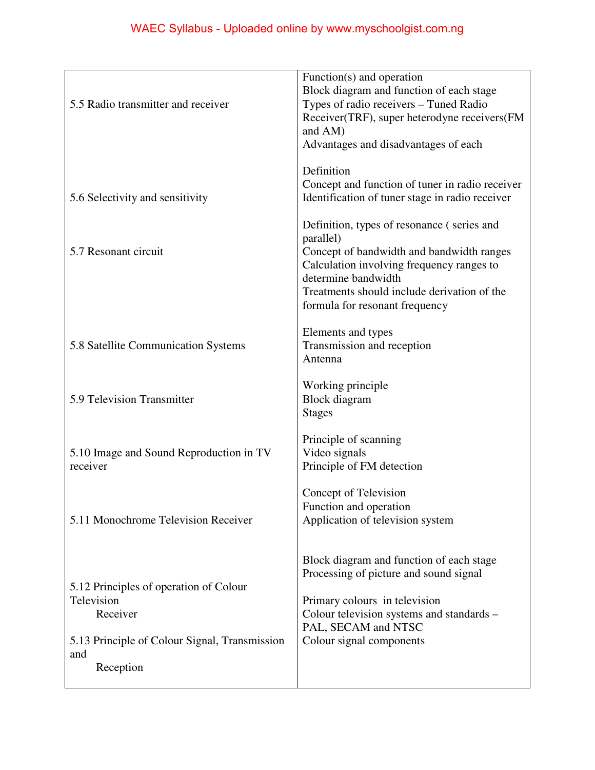| | |
|---|---|
| 5.5 Radio transmitter and receiver | Function(s) and operation<br>Block diagram and function of each stage<br>Types of radio receivers – Tuned Radio Receiver(TRF), super heterodyne receivers(FM and AM)<br>Advantages and disadvantages of each |
| 5.6 Selectivity and sensitivity | Definition<br>Concept and function of tuner in radio receiver<br>Identification of tuner stage in radio receiver |
| 5.7 Resonant circuit | Definition, types of resonance ( series and parallel)<br>Concept of bandwidth and bandwidth ranges<br>Calculation involving frequency ranges to determine bandwidth<br>Treatments should include derivation of the formula for resonant frequency |
| 5.8 Satellite Communication Systems | Elements and types<br>Transmission and reception<br>Antenna |
| 5.9 Television Transmitter | Working principle<br>Block diagram<br>Stages |
| 5.10 Image and Sound Reproduction in TV receiver | Principle of scanning<br>Video signals<br>Principle of FM detection |
| 5.11 Monochrome Television Receiver | Concept of Television<br>Function and operation<br>Application of television system |
| 5.12 Principles of operation of Colour Television Receiver<br><br>5.13 Principle of Colour Signal, Transmission and Reception | Block diagram and function of each stage<br>Processing of picture and sound signal<br><br>Primary colours in television<br>Colour television systems and standards – PAL, SECAM and NTSC<br>Colour signal components |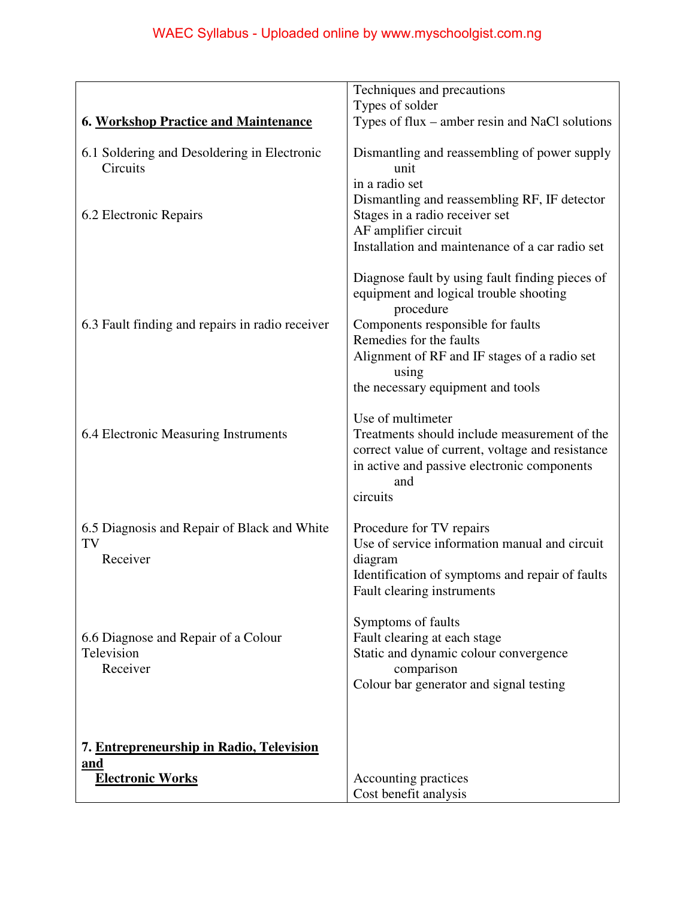| | |
|---|---|
| **6. Workshop Practice and Maintenance** | Techniques and precautions<br>Types of solder<br>Types of flux – amber resin and NaCl solutions |
| 6.1 Soldering and Desoldering in Electronic Circuits | Dismantling and reassembling of power supply unit in a radio set |
| 6.2 Electronic Repairs | Dismantling and reassembling RF, IF detector Stages in a radio receiver set<br>AF amplifier circuit<br>Installation and maintenance of a car radio set |
| 6.3 Fault finding and repairs in radio receiver | Diagnose fault by using fault finding pieces of equipment and logical trouble shooting procedure<br>Components responsible for faults<br>Remedies for the faults<br>Alignment of RF and IF stages of a radio set using the necessary equipment and tools |
| 6.4 Electronic Measuring Instruments | Use of multimeter<br>Treatments should include measurement of the correct value of current, voltage and resistance in active and passive electronic components and circuits |
| 6.5 Diagnosis and Repair of Black and White TV Receiver | Procedure for TV repairs<br>Use of service information manual and circuit diagram<br>Identification of symptoms and repair of faults<br>Fault clearing instruments |
| 6.6 Diagnose and Repair of a Colour Television Receiver | Symptoms of faults<br>Fault clearing at each stage<br>Static and dynamic colour convergence comparison<br>Colour bar generator and signal testing |
| **7. Entrepreneurship in Radio, Television and Electronic Works** | Accounting practices<br>Cost benefit analysis |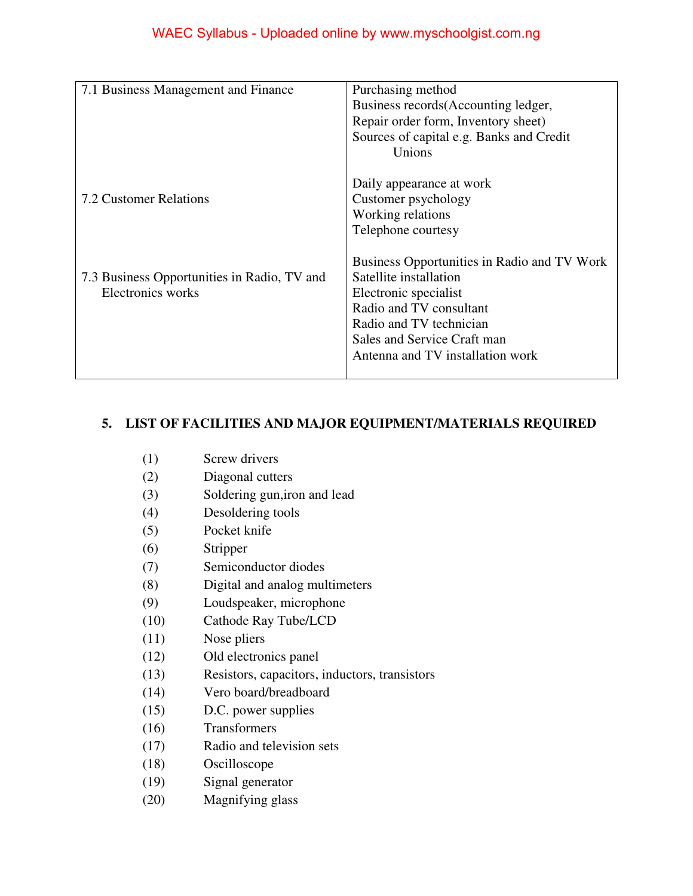| | |
|---|---|
| 7.1 Business Management and Finance | Purchasing method<br>Business records(Accounting ledger, Repair order form, Inventory sheet)<br>Sources of capital e.g. Banks and Credit Unions |
| 7.2 Customer Relations | Daily appearance at work<br>Customer psychology<br>Working relations<br>Telephone courtesy |
| 7.3 Business Opportunities in Radio, TV and Electronics works | Business Opportunities in Radio and TV Work<br>Satellite installation<br>Electronic specialist<br>Radio and TV consultant<br>Radio and TV technician<br>Sales and Service Craft man<br>Antenna and TV installation work |

## 5. LIST OF FACILITIES AND MAJOR EQUIPMENT/MATERIALS REQUIRED

(1) Screw drivers
(2) Diagonal cutters
(3) Soldering gun,iron and lead
(4) Desoldering tools
(5) Pocket knife
(6) Stripper
(7) Semiconductor diodes
(8) Digital and analog multimeters
(9) Loudspeaker, microphone
(10) Cathode Ray Tube/LCD
(11) Nose pliers
(12) Old electronics panel
(13) Resistors, capacitors, inductors, transistors
(14) Vero board/breadboard
(15) D.C. power supplies
(16) Transformers
(17) Radio and television sets
(18) Oscilloscope
(19) Signal generator
(20) Magnifying glass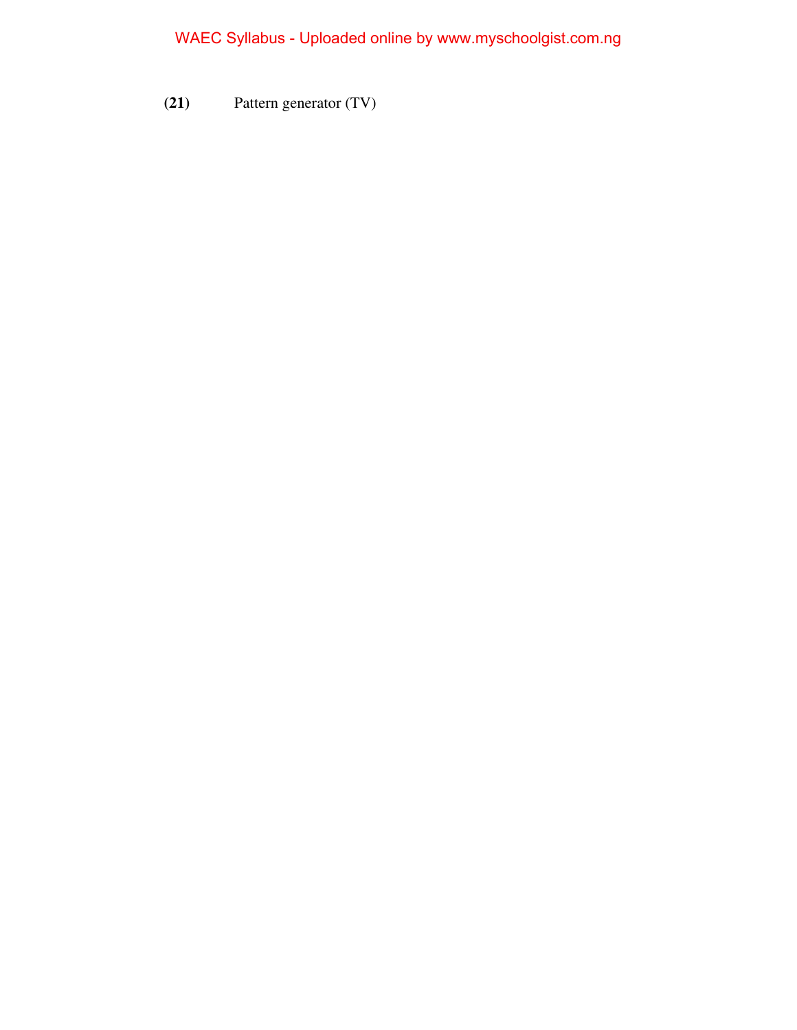**(21)** Pattern generator (TV)